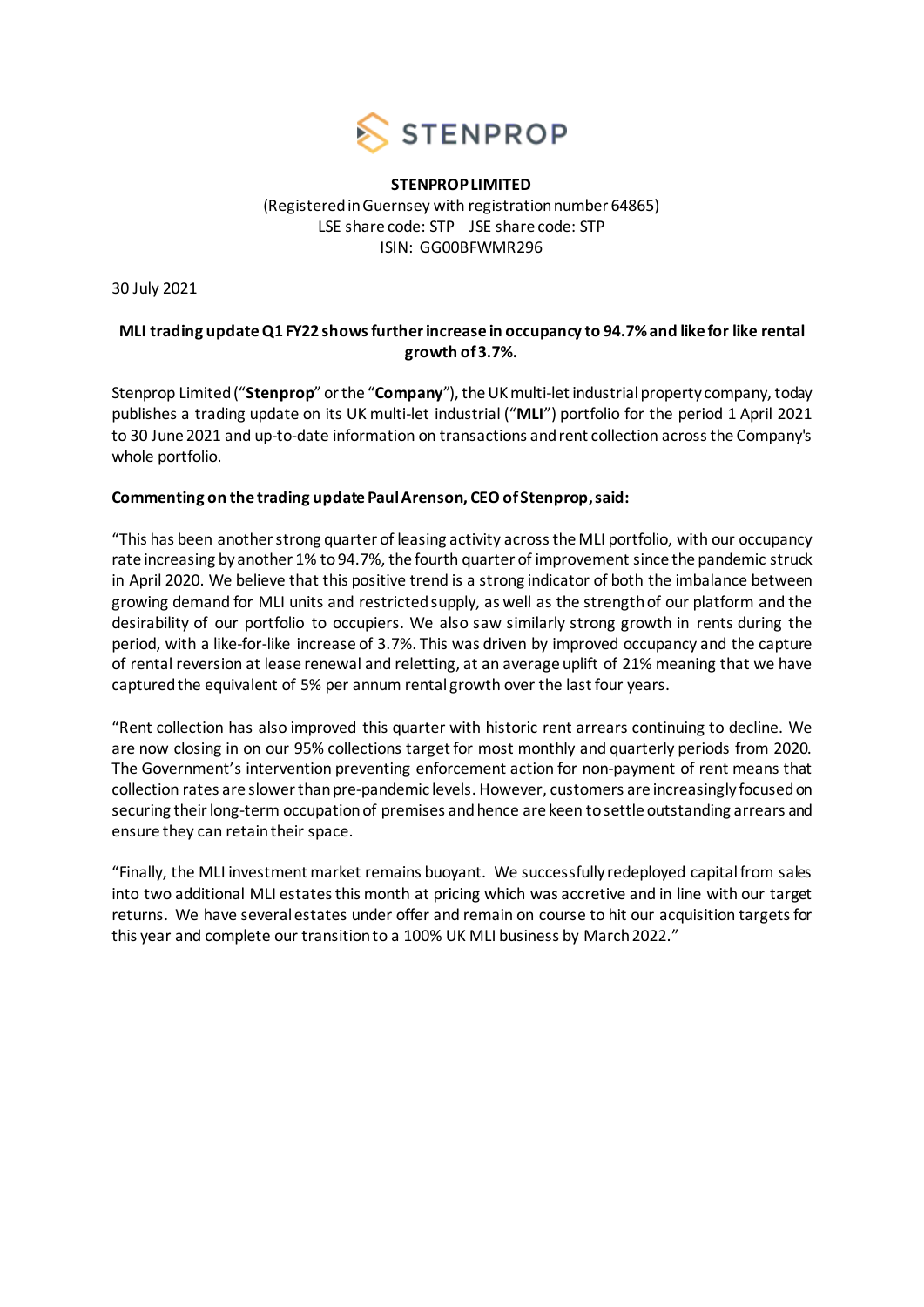STENPROP

**STENPROP LIMITED**

(Registered in Guernsey with registration number 64865)
LSE share code: STP JSE share code: STP
ISIN: GG00BFWMR296

30 July 2021

**MLI trading update Q1 FY22 shows further increase in occupancy to 94.7% and like for like rental growth of 3.7%.**

Stenprop Limited ("**Stenprop**" or the "**Company**"), the UK multi-let industrial property company, today publishes a trading update on its UK multi-let industrial ("**MLI**") portfolio for the period 1 April 2021 to 30 June 2021 and up-to-date information on transactions and rent collection across the Company's whole portfolio.

**Commenting on the trading update Paul Arenson, CEO of Stenprop, said:**

"This has been another strong quarter of leasing activity across the MLI portfolio, with our occupancy rate increasing by another 1% to 94.7%, the fourth quarter of improvement since the pandemic struck in April 2020. We believe that this positive trend is a strong indicator of both the imbalance between growing demand for MLI units and restricted supply, as well as the strength of our platform and the desirability of our portfolio to occupiers. We also saw similarly strong growth in rents during the period, with a like-for-like increase of 3.7%. This was driven by improved occupancy and the capture of rental reversion at lease renewal and reletting, at an average uplift of 21% meaning that we have captured the equivalent of 5% per annum rental growth over the last four years.

"Rent collection has also improved this quarter with historic rent arrears continuing to decline. We are now closing in on our 95% collections target for most monthly and quarterly periods from 2020. The Government's intervention preventing enforcement action for non-payment of rent means that collection rates are slower than pre-pandemic levels. However, customers are increasingly focused on securing their long-term occupation of premises and hence are keen to settle outstanding arrears and ensure they can retain their space.

"Finally, the MLI investment market remains buoyant. We successfully redeployed capital from sales into two additional MLI estates this month at pricing which was accretive and in line with our target returns. We have several estates under offer and remain on course to hit our acquisition targets for this year and complete our transition to a 100% UK MLI business by March 2022."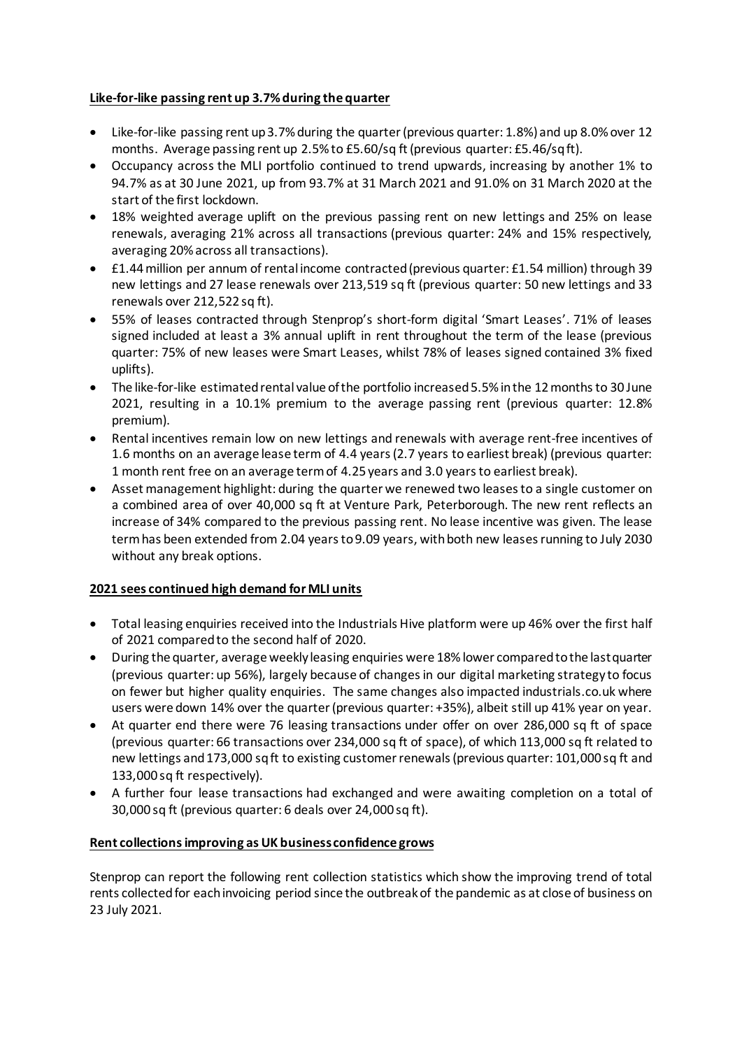**Like-for-like passing rent up 3.7% during the quarter**

- Like-for-like passing rent up 3.7% during the quarter (previous quarter: 1.8%) and up 8.0% over 12 months. Average passing rent up 2.5% to £5.60/sq ft (previous quarter: £5.46/sq ft).
- Occupancy across the MLI portfolio continued to trend upwards, increasing by another 1% to 94.7% as at 30 June 2021, up from 93.7% at 31 March 2021 and 91.0% on 31 March 2020 at the start of the first lockdown.
- 18% weighted average uplift on the previous passing rent on new lettings and 25% on lease renewals, averaging 21% across all transactions (previous quarter: 24% and 15% respectively, averaging 20% across all transactions).
- £1.44 million per annum of rental income contracted (previous quarter: £1.54 million) through 39 new lettings and 27 lease renewals over 213,519 sq ft (previous quarter: 50 new lettings and 33 renewals over 212,522 sq ft).
- 55% of leases contracted through Stenprop's short-form digital 'Smart Leases'. 71% of leases signed included at least a 3% annual uplift in rent throughout the term of the lease (previous quarter: 75% of new leases were Smart Leases, whilst 78% of leases signed contained 3% fixed uplifts).
- The like-for-like estimated rental value of the portfolio increased 5.5% in the 12 months to 30 June 2021, resulting in a 10.1% premium to the average passing rent (previous quarter: 12.8% premium).
- Rental incentives remain low on new lettings and renewals with average rent-free incentives of 1.6 months on an average lease term of 4.4 years (2.7 years to earliest break) (previous quarter: 1 month rent free on an average term of 4.25 years and 3.0 years to earliest break).
- Asset management highlight: during the quarter we renewed two leases to a single customer on a combined area of over 40,000 sq ft at Venture Park, Peterborough. The new rent reflects an increase of 34% compared to the previous passing rent. No lease incentive was given. The lease term has been extended from 2.04 years to 9.09 years, with both new leases running to July 2030 without any break options.

**2021 sees continued high demand for MLI units**

- Total leasing enquiries received into the Industrials Hive platform were up 46% over the first half of 2021 compared to the second half of 2020.
- During the quarter, average weekly leasing enquiries were 18% lower compared to the last quarter (previous quarter: up 56%), largely because of changes in our digital marketing strategy to focus on fewer but higher quality enquiries. The same changes also impacted industrials.co.uk where users were down 14% over the quarter (previous quarter: +35%), albeit still up 41% year on year.
- At quarter end there were 76 leasing transactions under offer on over 286,000 sq ft of space (previous quarter: 66 transactions over 234,000 sq ft of space), of which 113,000 sq ft related to new lettings and 173,000 sq ft to existing customer renewals (previous quarter: 101,000 sq ft and 133,000 sq ft respectively).
- A further four lease transactions had exchanged and were awaiting completion on a total of 30,000 sq ft (previous quarter: 6 deals over 24,000 sq ft).

**Rent collections improving as UK business confidence grows**

Stenprop can report the following rent collection statistics which show the improving trend of total rents collected for each invoicing period since the outbreak of the pandemic as at close of business on 23 July 2021.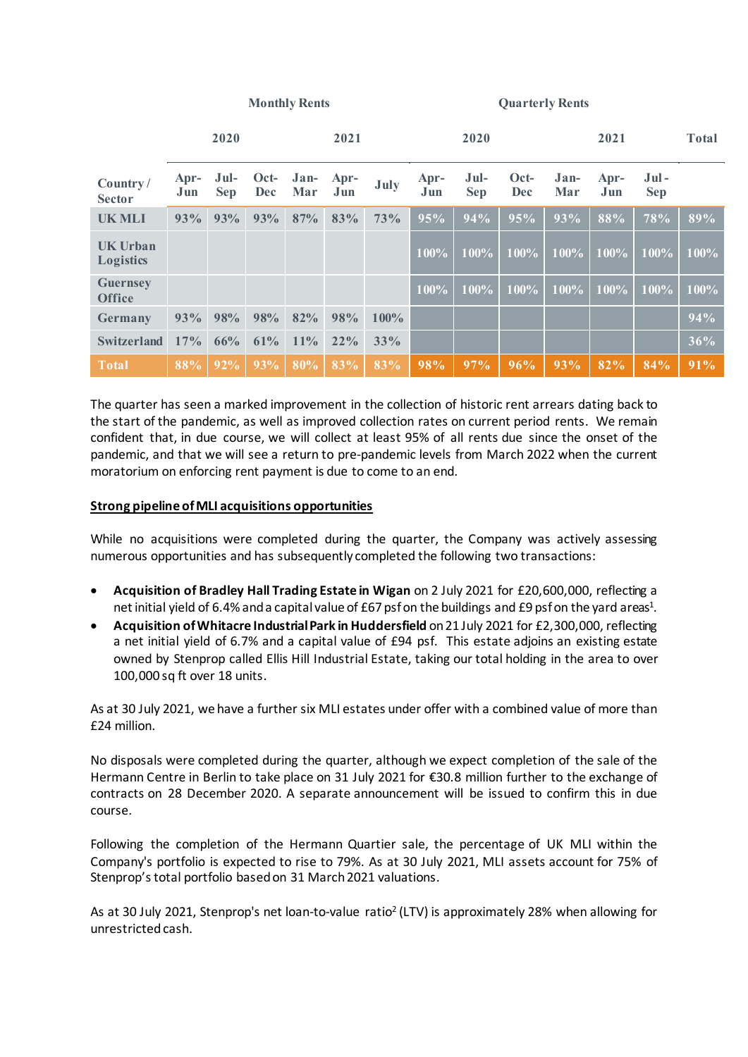| | Monthly Rents | | | | | | Quarterly Rents | | | | | | |
|---|---|---|---|---|---|---|---|---|---|---|---|---|---|
| | 2020 | | | 2021 | | | 2020 | | | 2021 | | | Total |
| Country / Sector | Apr-Jun | Jul-Sep | Oct-Dec | Jan-Mar | Apr-Jun | July | Apr-Jun | Jul-Sep | Oct-Dec | Jan-Mar | Apr-Jun | Jul - Sep | |
| UK MLI | 93% | 93% | 93% | 87% | 83% | 73% | 95% | 94% | 95% | 93% | 88% | 78% | 89% |
| UK Urban Logistics | | | | | | | 100% | 100% | 100% | 100% | 100% | 100% | 100% |
| Guernsey Office | | | | | | | 100% | 100% | 100% | 100% | 100% | 100% | 100% |
| Germany | 93% | 98% | 98% | 82% | 98% | 100% | | | | | | | 94% |
| Switzerland | 17% | 66% | 61% | 11% | 22% | 33% | | | | | | | 36% |
| Total | 88% | 92% | 93% | 80% | 83% | 83% | 98% | 97% | 96% | 93% | 82% | 84% | 91% |

The quarter has seen a marked improvement in the collection of historic rent arrears dating back to the start of the pandemic, as well as improved collection rates on current period rents. We remain confident that, in due course, we will collect at least 95% of all rents due since the onset of the pandemic, and that we will see a return to pre-pandemic levels from March 2022 when the current moratorium on enforcing rent payment is due to come to an end.

**Strong pipeline of MLI acquisitions opportunities**

While no acquisitions were completed during the quarter, the Company was actively assessing numerous opportunities and has subsequently completed the following two transactions:

- **Acquisition of Bradley Hall Trading Estate in Wigan** on 2 July 2021 for £20,600,000, reflecting a net initial yield of 6.4% and a capital value of £67 psf on the buildings and £9 psf on the yard areas[1].
- **Acquisition of Whitacre Industrial Park in Huddersfield** on 21 July 2021 for £2,300,000, reflecting a net initial yield of 6.7% and a capital value of £94 psf. This estate adjoins an existing estate owned by Stenprop called Ellis Hill Industrial Estate, taking our total holding in the area to over 100,000 sq ft over 18 units.

As at 30 July 2021, we have a further six MLI estates under offer with a combined value of more than £24 million.

No disposals were completed during the quarter, although we expect completion of the sale of the Hermann Centre in Berlin to take place on 31 July 2021 for €30.8 million further to the exchange of contracts on 28 December 2020. A separate announcement will be issued to confirm this in due course.

Following the completion of the Hermann Quartier sale, the percentage of UK MLI within the Company's portfolio is expected to rise to 79%. As at 30 July 2021, MLI assets account for 75% of Stenprop's total portfolio based on 31 March 2021 valuations.

As at 30 July 2021, Stenprop's net loan-to-value ratio[2] (LTV) is approximately 28% when allowing for unrestricted cash.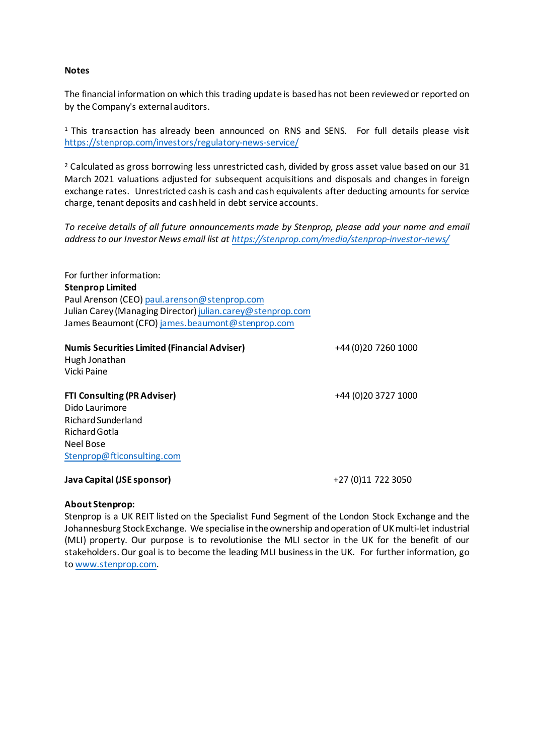**Notes**

The financial information on which this trading update is based has not been reviewed or reported on by the Company's external auditors.

[1] This transaction has already been announced on RNS and SENS. For full details please visit https://stenprop.com/investors/regulatory-news-service/

[2] Calculated as gross borrowing less unrestricted cash, divided by gross asset value based on our 31 March 2021 valuations adjusted for subsequent acquisitions and disposals and changes in foreign exchange rates. Unrestricted cash is cash and cash equivalents after deducting amounts for service charge, tenant deposits and cash held in debt service accounts.

*To receive details of all future announcements made by Stenprop, please add your name and email address to our Investor News email list at https://stenprop.com/media/stenprop-investor-news/*

For further information:
**Stenprop Limited**
Paul Arenson (CEO) paul.arenson@stenprop.com
Julian Carey (Managing Director) julian.carey@stenprop.com
James Beaumont (CFO) james.beaumont@stenprop.com

**Numis Securities Limited (Financial Adviser)** +44 (0)20 7260 1000
Hugh Jonathan
Vicki Paine

**FTI Consulting (PR Adviser)** +44 (0)20 3727 1000
Dido Laurimore
Richard Sunderland
Richard Gotla
Neel Bose
Stenprop@fticonsulting.com

**Java Capital (JSE sponsor)** +27 (0)11 722 3050

**About Stenprop:**
Stenprop is a UK REIT listed on the Specialist Fund Segment of the London Stock Exchange and the Johannesburg Stock Exchange. We specialise in the ownership and operation of UK multi-let industrial (MLI) property. Our purpose is to revolutionise the MLI sector in the UK for the benefit of our stakeholders. Our goal is to become the leading MLI business in the UK. For further information, go to www.stenprop.com.